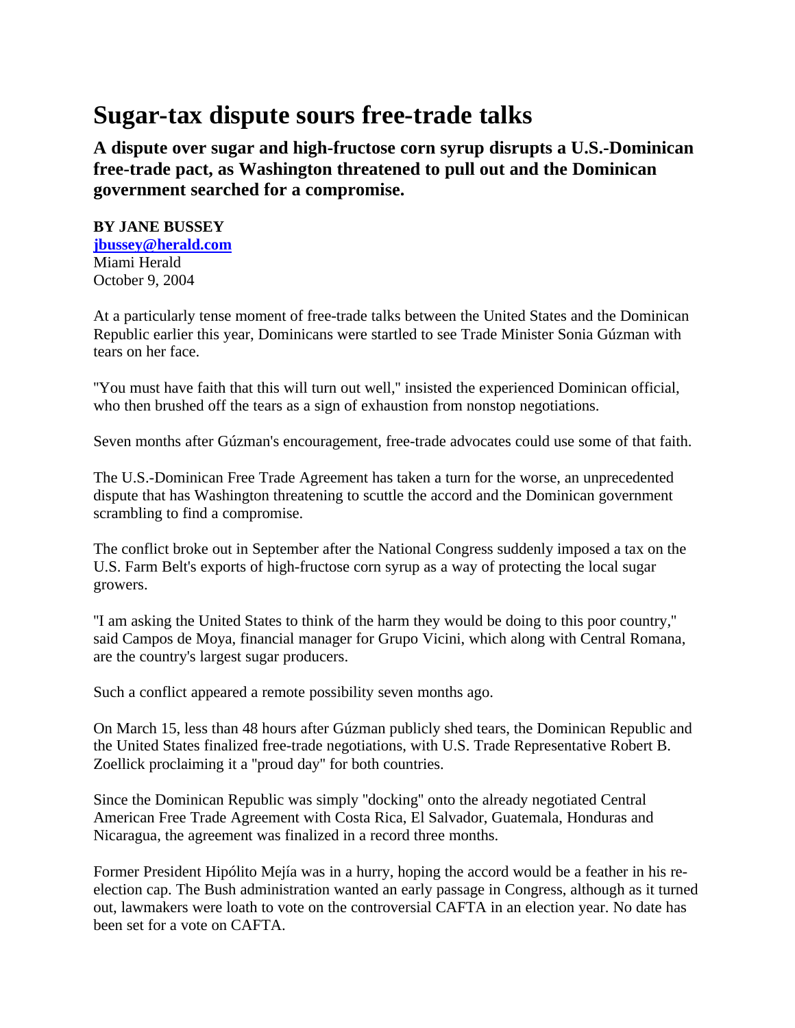# Sugar-tax dispute sours free-trade talks

**A dispute over sugar and high-fructose corn syrup disrupts a U.S.-Dominican free-trade pact, as Washington threatened to pull out and the Dominican government searched for a compromise.**

**BY JANE BUSSEY**
**jbussey@herald.com**
Miami Herald
October 9, 2004

At a particularly tense moment of free-trade talks between the United States and the Dominican Republic earlier this year, Dominicans were startled to see Trade Minister Sonia Gúzman with tears on her face.

''You must have faith that this will turn out well,'' insisted the experienced Dominican official, who then brushed off the tears as a sign of exhaustion from nonstop negotiations.

Seven months after Gúzman's encouragement, free-trade advocates could use some of that faith.

The U.S.-Dominican Free Trade Agreement has taken a turn for the worse, an unprecedented dispute that has Washington threatening to scuttle the accord and the Dominican government scrambling to find a compromise.

The conflict broke out in September after the National Congress suddenly imposed a tax on the U.S. Farm Belt's exports of high-fructose corn syrup as a way of protecting the local sugar growers.

''I am asking the United States to think of the harm they would be doing to this poor country,'' said Campos de Moya, financial manager for Grupo Vicini, which along with Central Romana, are the country's largest sugar producers.

Such a conflict appeared a remote possibility seven months ago.

On March 15, less than 48 hours after Gúzman publicly shed tears, the Dominican Republic and the United States finalized free-trade negotiations, with U.S. Trade Representative Robert B. Zoellick proclaiming it a ''proud day'' for both countries.

Since the Dominican Republic was simply ''docking'' onto the already negotiated Central American Free Trade Agreement with Costa Rica, El Salvador, Guatemala, Honduras and Nicaragua, the agreement was finalized in a record three months.

Former President Hipólito Mejía was in a hurry, hoping the accord would be a feather in his re-election cap. The Bush administration wanted an early passage in Congress, although as it turned out, lawmakers were loath to vote on the controversial CAFTA in an election year. No date has been set for a vote on CAFTA.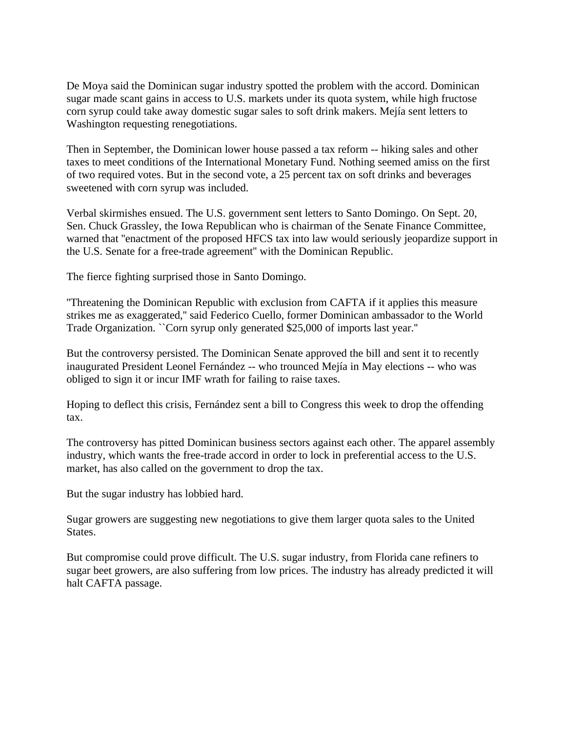De Moya said the Dominican sugar industry spotted the problem with the accord. Dominican sugar made scant gains in access to U.S. markets under its quota system, while high fructose corn syrup could take away domestic sugar sales to soft drink makers. Mejía sent letters to Washington requesting renegotiations.

Then in September, the Dominican lower house passed a tax reform -- hiking sales and other taxes to meet conditions of the International Monetary Fund. Nothing seemed amiss on the first of two required votes. But in the second vote, a 25 percent tax on soft drinks and beverages sweetened with corn syrup was included.

Verbal skirmishes ensued. The U.S. government sent letters to Santo Domingo. On Sept. 20, Sen. Chuck Grassley, the Iowa Republican who is chairman of the Senate Finance Committee, warned that "enactment of the proposed HFCS tax into law would seriously jeopardize support in the U.S. Senate for a free-trade agreement" with the Dominican Republic.

The fierce fighting surprised those in Santo Domingo.

"Threatening the Dominican Republic with exclusion from CAFTA if it applies this measure strikes me as exaggerated," said Federico Cuello, former Dominican ambassador to the World Trade Organization. ``Corn syrup only generated $25,000 of imports last year."

But the controversy persisted. The Dominican Senate approved the bill and sent it to recently inaugurated President Leonel Fernández -- who trounced Mejía in May elections -- who was obliged to sign it or incur IMF wrath for failing to raise taxes.

Hoping to deflect this crisis, Fernández sent a bill to Congress this week to drop the offending tax.

The controversy has pitted Dominican business sectors against each other. The apparel assembly industry, which wants the free-trade accord in order to lock in preferential access to the U.S. market, has also called on the government to drop the tax.

But the sugar industry has lobbied hard.

Sugar growers are suggesting new negotiations to give them larger quota sales to the United States.

But compromise could prove difficult. The U.S. sugar industry, from Florida cane refiners to sugar beet growers, are also suffering from low prices. The industry has already predicted it will halt CAFTA passage.